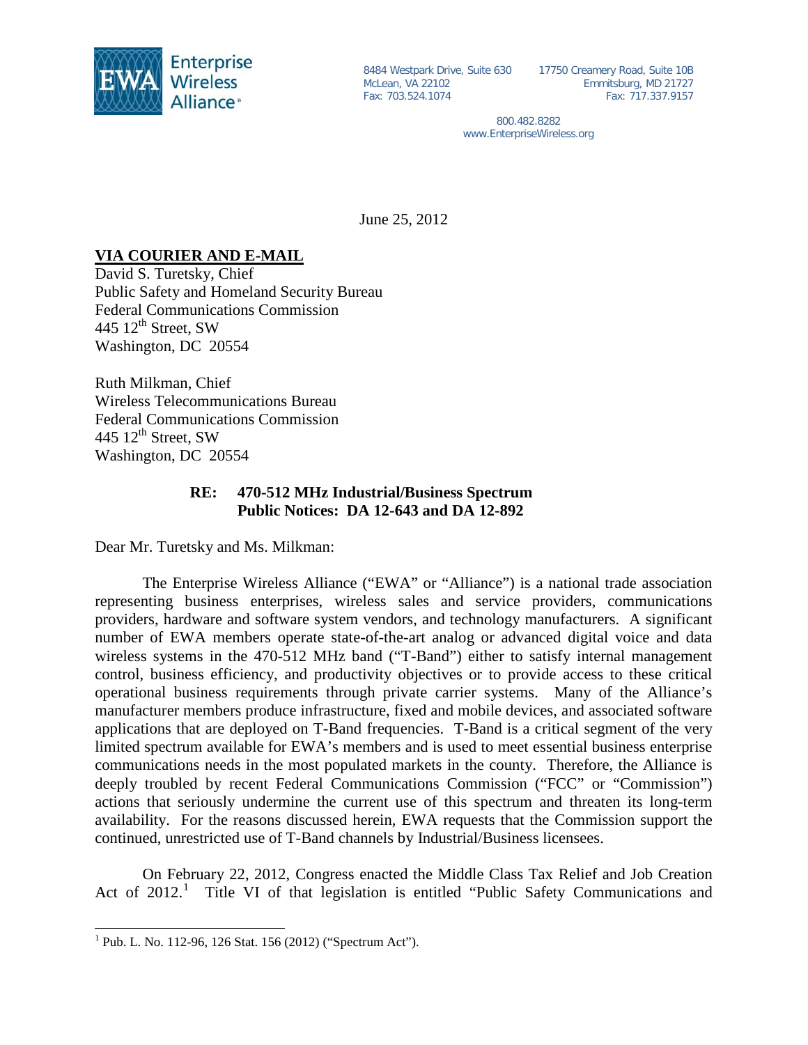Enterprise Wireless Alliance

8484 Westpark Drive, Suite 630
McLean, VA 22102
Fax: 703.524.1074

17750 Creamery Road, Suite 10B
Emmitsburg, MD 21727
Fax: 717.337.9157

800.482.8282
www.EnterpriseWireless.org

June 25, 2012

**VIA COURIER AND E-MAIL**

David S. Turetsky, Chief
Public Safety and Homeland Security Bureau
Federal Communications Commission
445 12th Street, SW
Washington, DC 20554

Ruth Milkman, Chief
Wireless Telecommunications Bureau
Federal Communications Commission
445 12th Street, SW
Washington, DC 20554

**RE: 470-512 MHz Industrial/Business Spectrum**
**Public Notices: DA 12-643 and DA 12-892**

Dear Mr. Turetsky and Ms. Milkman:

The Enterprise Wireless Alliance ("EWA" or "Alliance") is a national trade association representing business enterprises, wireless sales and service providers, communications providers, hardware and software system vendors, and technology manufacturers. A significant number of EWA members operate state-of-the-art analog or advanced digital voice and data wireless systems in the 470-512 MHz band ("T-Band") either to satisfy internal management control, business efficiency, and productivity objectives or to provide access to these critical operational business requirements through private carrier systems. Many of the Alliance's manufacturer members produce infrastructure, fixed and mobile devices, and associated software applications that are deployed on T-Band frequencies. T-Band is a critical segment of the very limited spectrum available for EWA's members and is used to meet essential business enterprise communications needs in the most populated markets in the county. Therefore, the Alliance is deeply troubled by recent Federal Communications Commission ("FCC" or "Commission") actions that seriously undermine the current use of this spectrum and threaten its long-term availability. For the reasons discussed herein, EWA requests that the Commission support the continued, unrestricted use of T-Band channels by Industrial/Business licensees.

On February 22, 2012, Congress enacted the Middle Class Tax Relief and Job Creation Act of 2012.[1] Title VI of that legislation is entitled "Public Safety Communications and

[1] Pub. L. No. 112-96, 126 Stat. 156 (2012) ("Spectrum Act").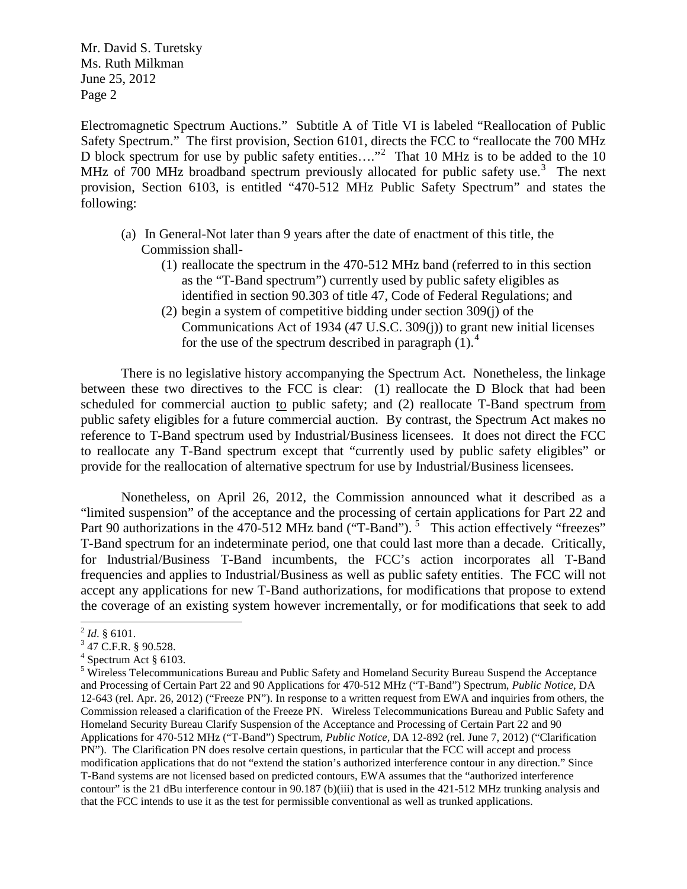Electromagnetic Spectrum Auctions." Subtitle A of Title VI is labeled "Reallocation of Public Safety Spectrum." The first provision, Section 6101, directs the FCC to "reallocate the 700 MHz D block spectrum for use by public safety entities…."[2] That 10 MHz is to be added to the 10 MHz of 700 MHz broadband spectrum previously allocated for public safety use.[3] The next provision, Section 6103, is entitled "470-512 MHz Public Safety Spectrum" and states the following:

> (a) In General-Not later than 9 years after the date of enactment of this title, the Commission shall-
>
> (1) reallocate the spectrum in the 470-512 MHz band (referred to in this section as the "T-Band spectrum") currently used by public safety eligibles as identified in section 90.303 of title 47, Code of Federal Regulations; and
>
> (2) begin a system of competitive bidding under section 309(j) of the Communications Act of 1934 (47 U.S.C. 309(j)) to grant new initial licenses for the use of the spectrum described in paragraph (1).[4]

There is no legislative history accompanying the Spectrum Act. Nonetheless, the linkage between these two directives to the FCC is clear: (1) reallocate the D Block that had been scheduled for commercial auction to public safety; and (2) reallocate T-Band spectrum from public safety eligibles for a future commercial auction. By contrast, the Spectrum Act makes no reference to T-Band spectrum used by Industrial/Business licensees. It does not direct the FCC to reallocate any T-Band spectrum except that "currently used by public safety eligibles" or provide for the reallocation of alternative spectrum for use by Industrial/Business licensees.

Nonetheless, on April 26, 2012, the Commission announced what it described as a "limited suspension" of the acceptance and the processing of certain applications for Part 22 and Part 90 authorizations in the 470-512 MHz band ("T-Band").[5] This action effectively "freezes" T-Band spectrum for an indeterminate period, one that could last more than a decade. Critically, for Industrial/Business T-Band incumbents, the FCC's action incorporates all T-Band frequencies and applies to Industrial/Business as well as public safety entities. The FCC will not accept any applications for new T-Band authorizations, for modifications that propose to extend the coverage of an existing system however incrementally, or for modifications that seek to add

---

[2] *Id*. § 6101.

[3] 47 C.F.R. § 90.528.

[4] Spectrum Act § 6103.

[5] Wireless Telecommunications Bureau and Public Safety and Homeland Security Bureau Suspend the Acceptance and Processing of Certain Part 22 and 90 Applications for 470-512 MHz ("T-Band") Spectrum, *Public Notice*, DA 12-643 (rel. Apr. 26, 2012) ("Freeze PN"). In response to a written request from EWA and inquiries from others, the Commission released a clarification of the Freeze PN. Wireless Telecommunications Bureau and Public Safety and Homeland Security Bureau Clarify Suspension of the Acceptance and Processing of Certain Part 22 and 90 Applications for 470-512 MHz ("T-Band") Spectrum, *Public Notice*, DA 12-892 (rel. June 7, 2012) ("Clarification PN"). The Clarification PN does resolve certain questions, in particular that the FCC will accept and process modification applications that do not "extend the station's authorized interference contour in any direction." Since T-Band systems are not licensed based on predicted contours, EWA assumes that the "authorized interference contour" is the 21 dBu interference contour in 90.187 (b)(iii) that is used in the 421-512 MHz trunking analysis and that the FCC intends to use it as the test for permissible conventional as well as trunked applications.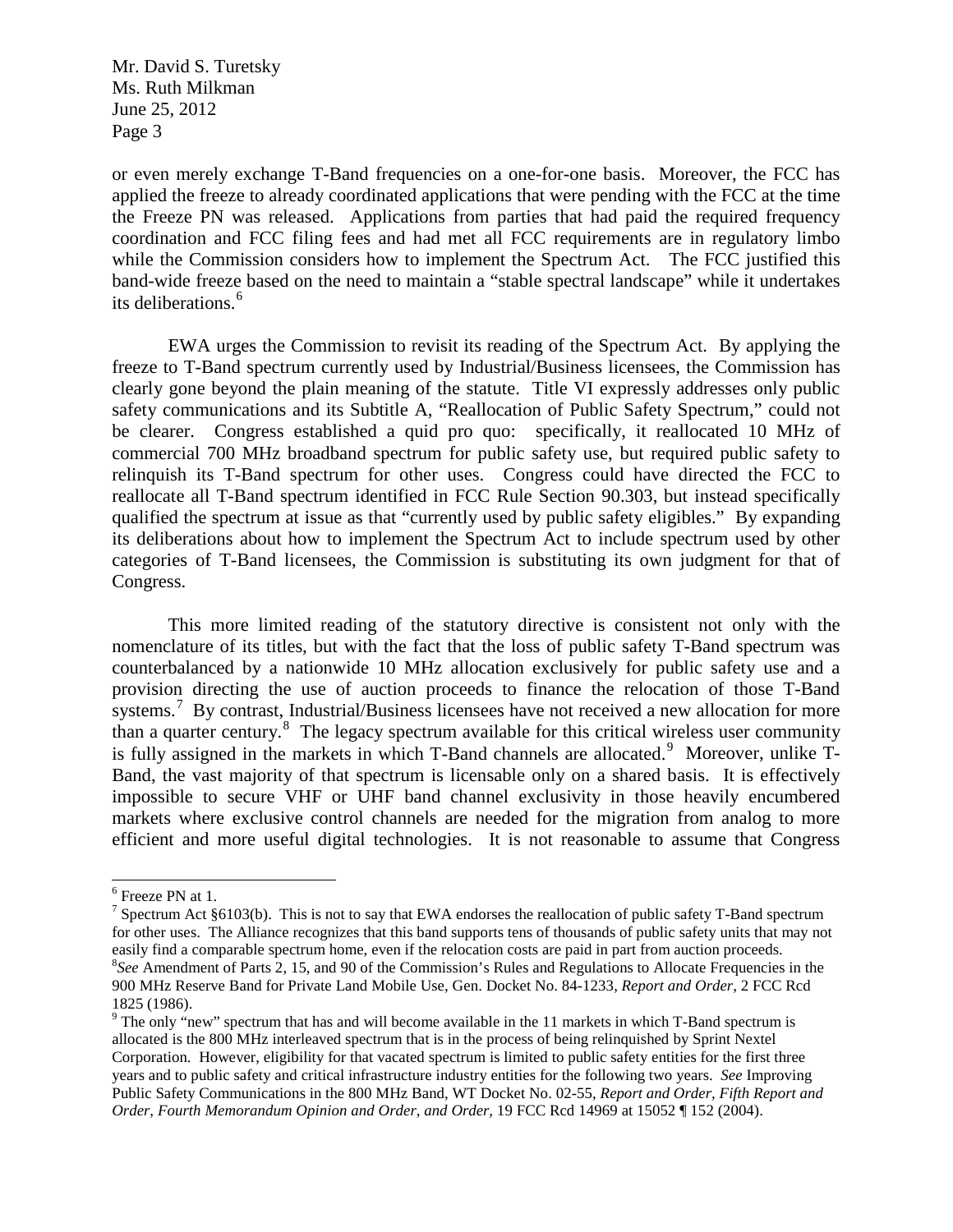or even merely exchange T-Band frequencies on a one-for-one basis. Moreover, the FCC has applied the freeze to already coordinated applications that were pending with the FCC at the time the Freeze PN was released. Applications from parties that had paid the required frequency coordination and FCC filing fees and had met all FCC requirements are in regulatory limbo while the Commission considers how to implement the Spectrum Act. The FCC justified this band-wide freeze based on the need to maintain a "stable spectral landscape" while it undertakes its deliberations.[6]

EWA urges the Commission to revisit its reading of the Spectrum Act. By applying the freeze to T-Band spectrum currently used by Industrial/Business licensees, the Commission has clearly gone beyond the plain meaning of the statute. Title VI expressly addresses only public safety communications and its Subtitle A, "Reallocation of Public Safety Spectrum," could not be clearer. Congress established a quid pro quo: specifically, it reallocated 10 MHz of commercial 700 MHz broadband spectrum for public safety use, but required public safety to relinquish its T-Band spectrum for other uses. Congress could have directed the FCC to reallocate all T-Band spectrum identified in FCC Rule Section 90.303, but instead specifically qualified the spectrum at issue as that "currently used by public safety eligibles." By expanding its deliberations about how to implement the Spectrum Act to include spectrum used by other categories of T-Band licensees, the Commission is substituting its own judgment for that of Congress.

This more limited reading of the statutory directive is consistent not only with the nomenclature of its titles, but with the fact that the loss of public safety T-Band spectrum was counterbalanced by a nationwide 10 MHz allocation exclusively for public safety use and a provision directing the use of auction proceeds to finance the relocation of those T-Band systems.[7] By contrast, Industrial/Business licensees have not received a new allocation for more than a quarter century.[8] The legacy spectrum available for this critical wireless user community is fully assigned in the markets in which T-Band channels are allocated.[9] Moreover, unlike T-Band, the vast majority of that spectrum is licensable only on a shared basis. It is effectively impossible to secure VHF or UHF band channel exclusivity in those heavily encumbered markets where exclusive control channels are needed for the migration from analog to more efficient and more useful digital technologies. It is not reasonable to assume that Congress

---

[6] Freeze PN at 1.

[7] Spectrum Act §6103(b). This is not to say that EWA endorses the reallocation of public safety T-Band spectrum for other uses. The Alliance recognizes that this band supports tens of thousands of public safety units that may not easily find a comparable spectrum home, even if the relocation costs are paid in part from auction proceeds.

[8] *See* Amendment of Parts 2, 15, and 90 of the Commission's Rules and Regulations to Allocate Frequencies in the 900 MHz Reserve Band for Private Land Mobile Use, Gen. Docket No. 84-1233, *Report and Order*, 2 FCC Rcd 1825 (1986).

[9] The only "new" spectrum that has and will become available in the 11 markets in which T-Band spectrum is allocated is the 800 MHz interleaved spectrum that is in the process of being relinquished by Sprint Nextel Corporation. However, eligibility for that vacated spectrum is limited to public safety entities for the first three years and to public safety and critical infrastructure industry entities for the following two years. *See* Improving Public Safety Communications in the 800 MHz Band, WT Docket No. 02-55, *Report and Order, Fifth Report and Order, Fourth Memorandum Opinion and Order, and Order*, 19 FCC Rcd 14969 at 15052 ¶ 152 (2004).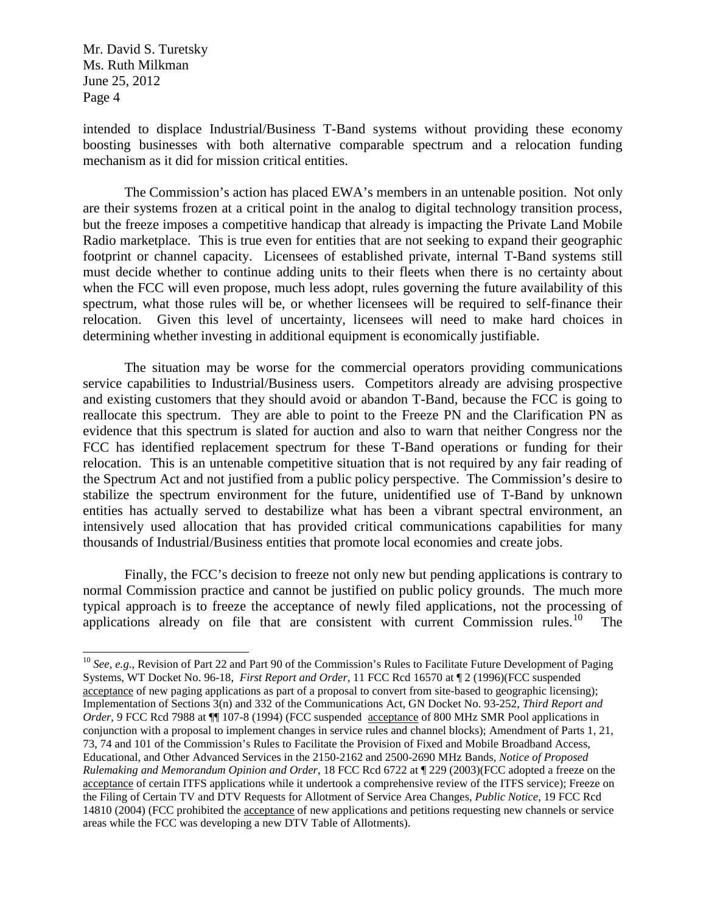intended to displace Industrial/Business T-Band systems without providing these economy boosting businesses with both alternative comparable spectrum and a relocation funding mechanism as it did for mission critical entities.

The Commission's action has placed EWA's members in an untenable position. Not only are their systems frozen at a critical point in the analog to digital technology transition process, but the freeze imposes a competitive handicap that already is impacting the Private Land Mobile Radio marketplace. This is true even for entities that are not seeking to expand their geographic footprint or channel capacity. Licensees of established private, internal T-Band systems still must decide whether to continue adding units to their fleets when there is no certainty about when the FCC will even propose, much less adopt, rules governing the future availability of this spectrum, what those rules will be, or whether licensees will be required to self-finance their relocation. Given this level of uncertainty, licensees will need to make hard choices in determining whether investing in additional equipment is economically justifiable.

The situation may be worse for the commercial operators providing communications service capabilities to Industrial/Business users. Competitors already are advising prospective and existing customers that they should avoid or abandon T-Band, because the FCC is going to reallocate this spectrum. They are able to point to the Freeze PN and the Clarification PN as evidence that this spectrum is slated for auction and also to warn that neither Congress nor the FCC has identified replacement spectrum for these T-Band operations or funding for their relocation. This is an untenable competitive situation that is not required by any fair reading of the Spectrum Act and not justified from a public policy perspective. The Commission's desire to stabilize the spectrum environment for the future, unidentified use of T-Band by unknown entities has actually served to destabilize what has been a vibrant spectral environment, an intensively used allocation that has provided critical communications capabilities for many thousands of Industrial/Business entities that promote local economies and create jobs.

Finally, the FCC's decision to freeze not only new but pending applications is contrary to normal Commission practice and cannot be justified on public policy grounds. The much more typical approach is to freeze the acceptance of newly filed applications, not the processing of applications already on file that are consistent with current Commission rules.[10] The

---

[10] *See, e.g.*, Revision of Part 22 and Part 90 of the Commission's Rules to Facilitate Future Development of Paging Systems, WT Docket No. 96-18, *First Report and Order*, 11 FCC Rcd 16570 at ¶ 2 (1996)(FCC suspended acceptance of new paging applications as part of a proposal to convert from site-based to geographic licensing); Implementation of Sections 3(n) and 332 of the Communications Act, GN Docket No. 93-252, *Third Report and Order*, 9 FCC Rcd 7988 at ¶¶ 107-8 (1994) (FCC suspended acceptance of 800 MHz SMR Pool applications in conjunction with a proposal to implement changes in service rules and channel blocks); Amendment of Parts 1, 21, 73, 74 and 101 of the Commission's Rules to Facilitate the Provision of Fixed and Mobile Broadband Access, Educational, and Other Advanced Services in the 2150-2162 and 2500-2690 MHz Bands, *Notice of Proposed Rulemaking and Memorandum Opinion and Order*, 18 FCC Rcd 6722 at ¶ 229 (2003)(FCC adopted a freeze on the acceptance of certain ITFS applications while it undertook a comprehensive review of the ITFS service); Freeze on the Filing of Certain TV and DTV Requests for Allotment of Service Area Changes, *Public Notice*, 19 FCC Rcd 14810 (2004) (FCC prohibited the acceptance of new applications and petitions requesting new channels or service areas while the FCC was developing a new DTV Table of Allotments).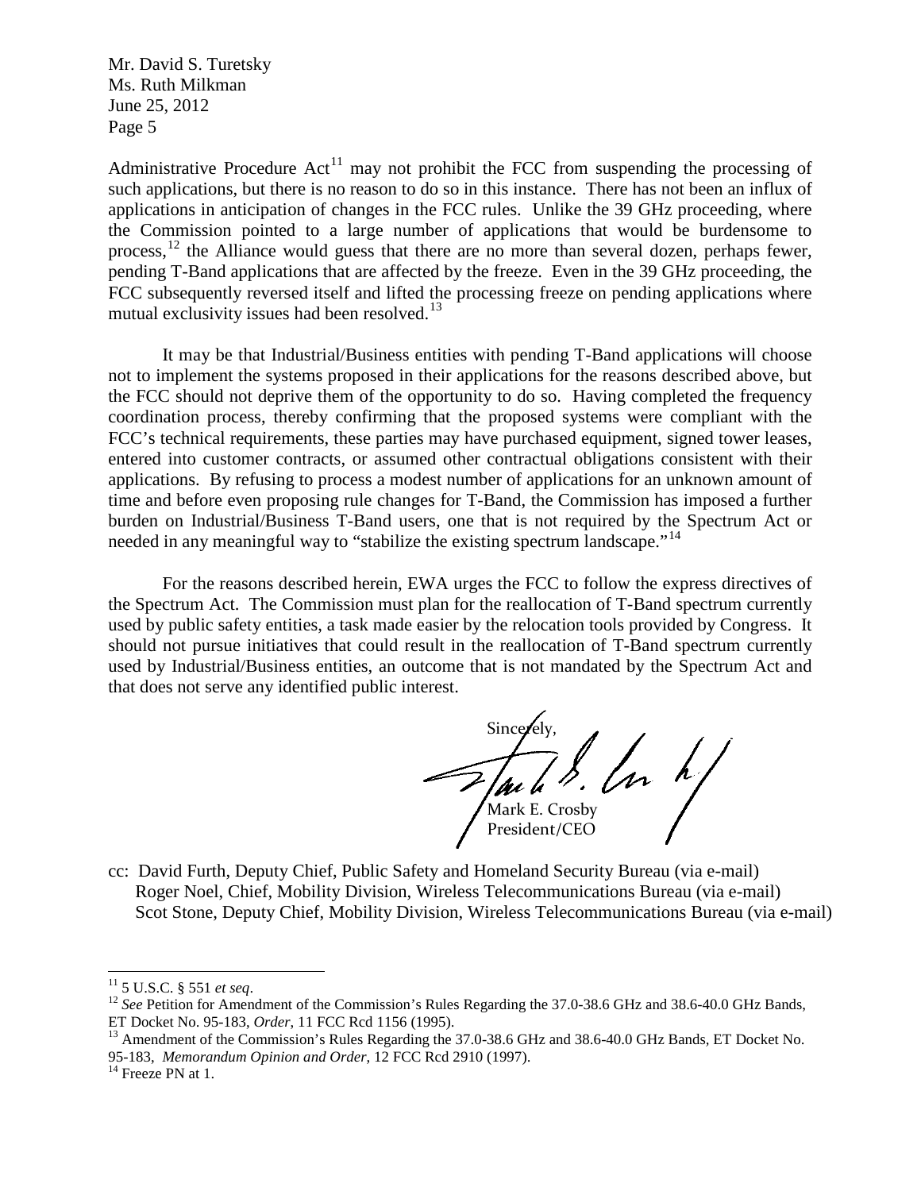Administrative Procedure Act[11] may not prohibit the FCC from suspending the processing of such applications, but there is no reason to do so in this instance. There has not been an influx of applications in anticipation of changes in the FCC rules. Unlike the 39 GHz proceeding, where the Commission pointed to a large number of applications that would be burdensome to process,[12] the Alliance would guess that there are no more than several dozen, perhaps fewer, pending T-Band applications that are affected by the freeze. Even in the 39 GHz proceeding, the FCC subsequently reversed itself and lifted the processing freeze on pending applications where mutual exclusivity issues had been resolved.[13]

It may be that Industrial/Business entities with pending T-Band applications will choose not to implement the systems proposed in their applications for the reasons described above, but the FCC should not deprive them of the opportunity to do so. Having completed the frequency coordination process, thereby confirming that the proposed systems were compliant with the FCC's technical requirements, these parties may have purchased equipment, signed tower leases, entered into customer contracts, or assumed other contractual obligations consistent with their applications. By refusing to process a modest number of applications for an unknown amount of time and before even proposing rule changes for T-Band, the Commission has imposed a further burden on Industrial/Business T-Band users, one that is not required by the Spectrum Act or needed in any meaningful way to "stabilize the existing spectrum landscape."[14]

For the reasons described herein, EWA urges the FCC to follow the express directives of the Spectrum Act. The Commission must plan for the reallocation of T-Band spectrum currently used by public safety entities, a task made easier by the relocation tools provided by Congress. It should not pursue initiatives that could result in the reallocation of T-Band spectrum currently used by Industrial/Business entities, an outcome that is not mandated by the Spectrum Act and that does not serve any identified public interest.

Sincerely,

Mark E. Crosby
President/CEO

cc: David Furth, Deputy Chief, Public Safety and Homeland Security Bureau (via e-mail)
Roger Noel, Chief, Mobility Division, Wireless Telecommunications Bureau (via e-mail)
Scot Stone, Deputy Chief, Mobility Division, Wireless Telecommunications Bureau (via e-mail)

---

[11] 5 U.S.C. § 551 *et seq*.

[12] *See* Petition for Amendment of the Commission's Rules Regarding the 37.0-38.6 GHz and 38.6-40.0 GHz Bands, ET Docket No. 95-183, *Order*, 11 FCC Rcd 1156 (1995).

[13] Amendment of the Commission's Rules Regarding the 37.0-38.6 GHz and 38.6-40.0 GHz Bands, ET Docket No. 95-183, *Memorandum Opinion and Order*, 12 FCC Rcd 2910 (1997).

[14] Freeze PN at 1.